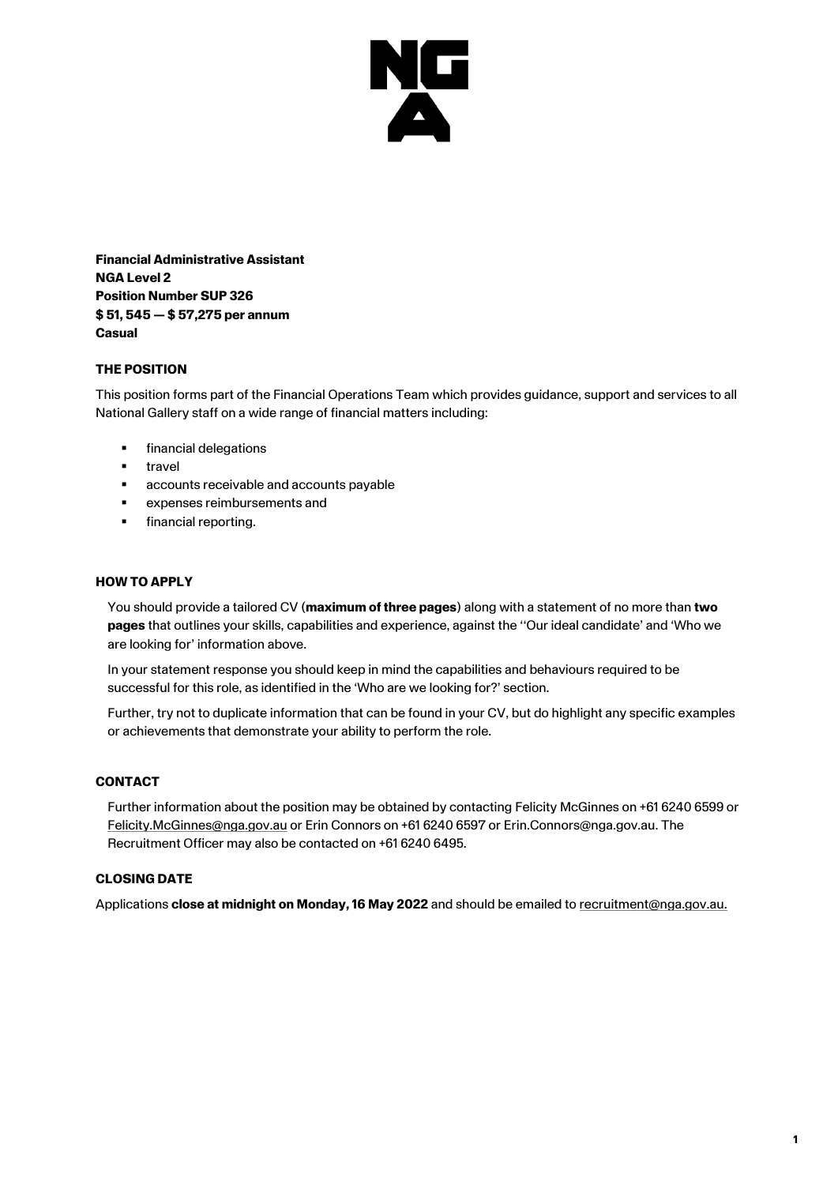**Financial Administrative Assistant**
**NGA Level 2**
**Position Number SUP 326**
**$ 51, 545 — $ 57,275 per annum**
**Casual**

## THE POSITION

This position forms part of the Financial Operations Team which provides guidance, support and services to all National Gallery staff on a wide range of financial matters including:

- financial delegations
- travel
- accounts receivable and accounts payable
- expenses reimbursements and
- financial reporting.

## HOW TO APPLY

You should provide a tailored CV (**maximum of three pages**) along with a statement of no more than **two pages** that outlines your skills, capabilities and experience, against the ''Our ideal candidate' and 'Who we are looking for' information above.

In your statement response you should keep in mind the capabilities and behaviours required to be successful for this role, as identified in the 'Who are we looking for?' section.

Further, try not to duplicate information that can be found in your CV, but do highlight any specific examples or achievements that demonstrate your ability to perform the role.

## CONTACT

Further information about the position may be obtained by contacting Felicity McGinnes on +61 6240 6599 or Felicity.McGinnes@nga.gov.au or Erin Connors on +61 6240 6597 or Erin.Connors@nga.gov.au. The Recruitment Officer may also be contacted on +61 6240 6495.

## CLOSING DATE

Applications **close at midnight on Monday, 16 May 2022** and should be emailed to recruitment@nga.gov.au.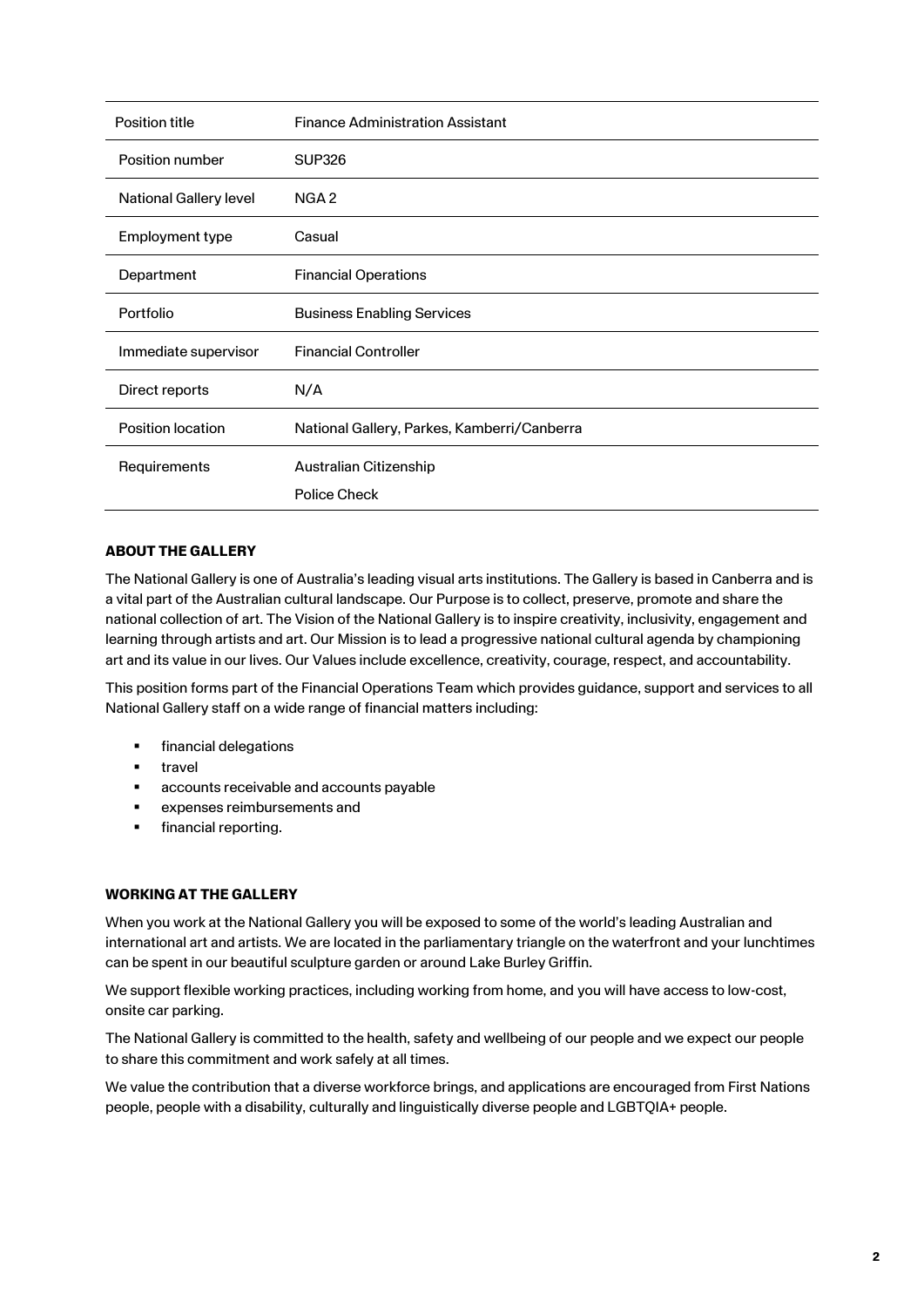| Position title | Finance Administration Assistant |
|---|---|
| Position number | SUP326 |
| National Gallery level | NGA 2 |
| Employment type | Casual |
| Department | Financial Operations |
| Portfolio | Business Enabling Services |
| Immediate supervisor | Financial Controller |
| Direct reports | N/A |
| Position location | National Gallery, Parkes, Kamberri/Canberra |
| Requirements | Australian Citizenship<br>Police Check |

## ABOUT THE GALLERY

The National Gallery is one of Australia's leading visual arts institutions. The Gallery is based in Canberra and is a vital part of the Australian cultural landscape. Our Purpose is to collect, preserve, promote and share the national collection of art. The Vision of the National Gallery is to inspire creativity, inclusivity, engagement and learning through artists and art. Our Mission is to lead a progressive national cultural agenda by championing art and its value in our lives. Our Values include excellence, creativity, courage, respect, and accountability.

This position forms part of the Financial Operations Team which provides guidance, support and services to all National Gallery staff on a wide range of financial matters including:

- financial delegations
- travel
- accounts receivable and accounts payable
- expenses reimbursements and
- financial reporting.

## WORKING AT THE GALLERY

When you work at the National Gallery you will be exposed to some of the world's leading Australian and international art and artists. We are located in the parliamentary triangle on the waterfront and your lunchtimes can be spent in our beautiful sculpture garden or around Lake Burley Griffin.

We support flexible working practices, including working from home, and you will have access to low-cost, onsite car parking.

The National Gallery is committed to the health, safety and wellbeing of our people and we expect our people to share this commitment and work safely at all times.

We value the contribution that a diverse workforce brings, and applications are encouraged from First Nations people, people with a disability, culturally and linguistically diverse people and LGBTQIA+ people.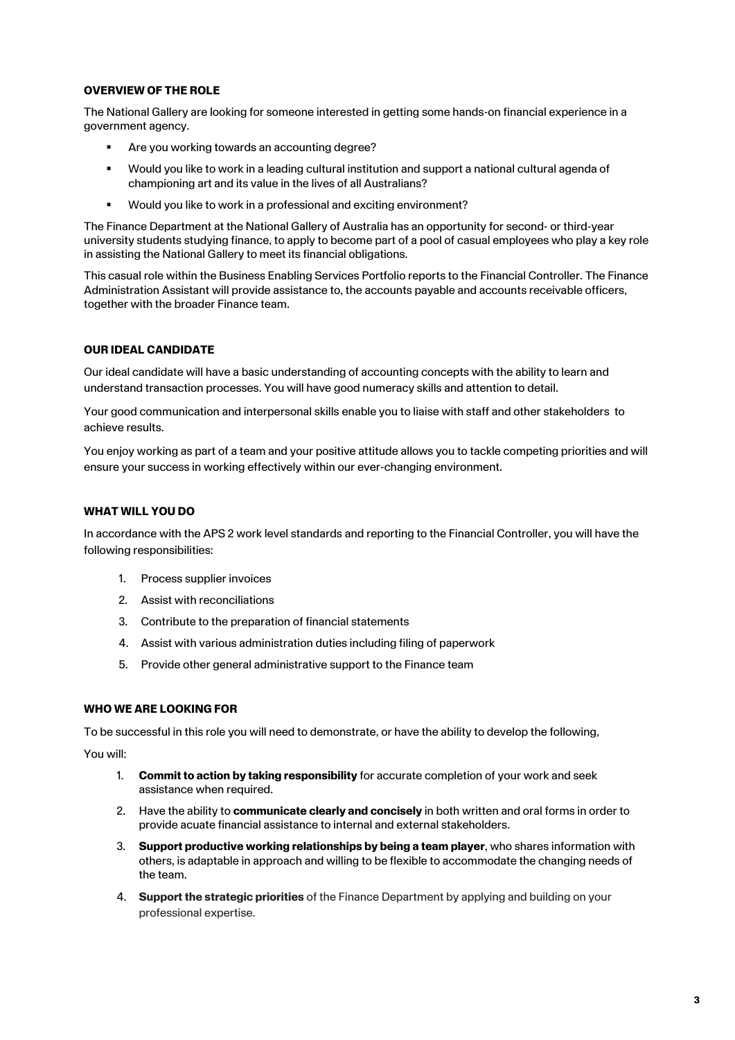**OVERVIEW OF THE ROLE**

The National Gallery are looking for someone interested in getting some hands-on financial experience in a government agency.

- Are you working towards an accounting degree?
- Would you like to work in a leading cultural institution and support a national cultural agenda of championing art and its value in the lives of all Australians?
- Would you like to work in a professional and exciting environment?

The Finance Department at the National Gallery of Australia has an opportunity for second- or third-year university students studying finance, to apply to become part of a pool of casual employees who play a key role in assisting the National Gallery to meet its financial obligations.

This casual role within the Business Enabling Services Portfolio reports to the Financial Controller. The Finance Administration Assistant will provide assistance to, the accounts payable and accounts receivable officers, together with the broader Finance team.

**OUR IDEAL CANDIDATE**

Our ideal candidate will have a basic understanding of accounting concepts with the ability to learn and understand transaction processes. You will have good numeracy skills and attention to detail.

Your good communication and interpersonal skills enable you to liaise with staff and other stakeholders to achieve results.

You enjoy working as part of a team and your positive attitude allows you to tackle competing priorities and will ensure your success in working effectively within our ever-changing environment.

**WHAT WILL YOU DO**

In accordance with the APS 2 work level standards and reporting to the Financial Controller, you will have the following responsibilities:

1. Process supplier invoices
2. Assist with reconciliations
3. Contribute to the preparation of financial statements
4. Assist with various administration duties including filing of paperwork
5. Provide other general administrative support to the Finance team

**WHO WE ARE LOOKING FOR**

To be successful in this role you will need to demonstrate, or have the ability to develop the following,

You will:

1. **Commit to action by taking responsibility** for accurate completion of your work and seek assistance when required.
2. Have the ability to **communicate clearly and concisely** in both written and oral forms in order to provide acuate financial assistance to internal and external stakeholders.
3. **Support productive working relationships by being a team player**, who shares information with others, is adaptable in approach and willing to be flexible to accommodate the changing needs of the team.
4. **Support the strategic priorities** of the Finance Department by applying and building on your professional expertise.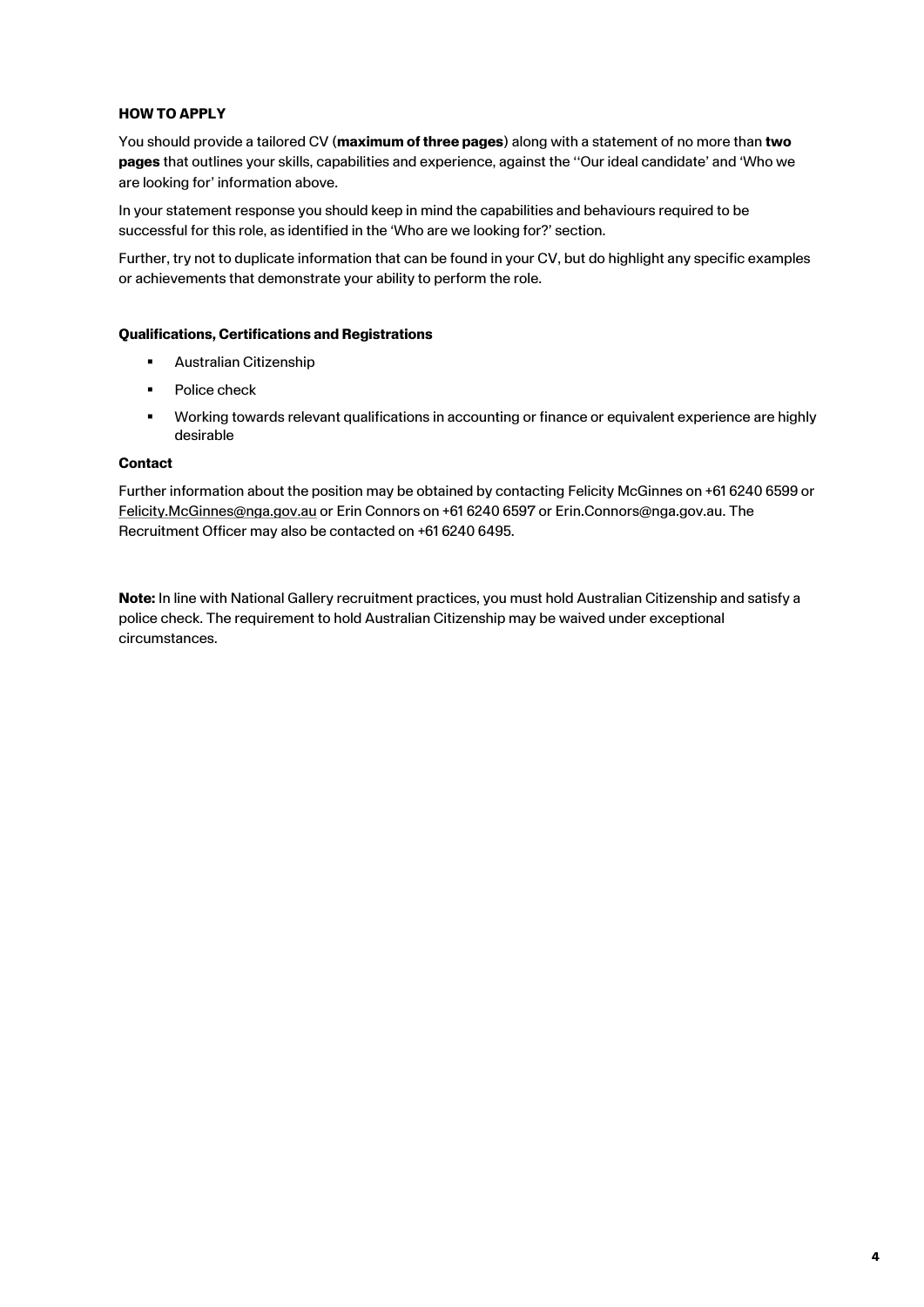**HOW TO APPLY**

You should provide a tailored CV (**maximum of three pages**) along with a statement of no more than **two pages** that outlines your skills, capabilities and experience, against the ''Our ideal candidate' and 'Who we are looking for' information above.

In your statement response you should keep in mind the capabilities and behaviours required to be successful for this role, as identified in the 'Who are we looking for?' section.

Further, try not to duplicate information that can be found in your CV, but do highlight any specific examples or achievements that demonstrate your ability to perform the role.

**Qualifications, Certifications and Registrations**

- Australian Citizenship
- Police check
- Working towards relevant qualifications in accounting or finance or equivalent experience are highly desirable

**Contact**

Further information about the position may be obtained by contacting Felicity McGinnes on +61 6240 6599 or Felicity.McGinnes@nga.gov.au or Erin Connors on +61 6240 6597 or Erin.Connors@nga.gov.au. The Recruitment Officer may also be contacted on +61 6240 6495.

**Note:** In line with National Gallery recruitment practices, you must hold Australian Citizenship and satisfy a police check. The requirement to hold Australian Citizenship may be waived under exceptional circumstances.